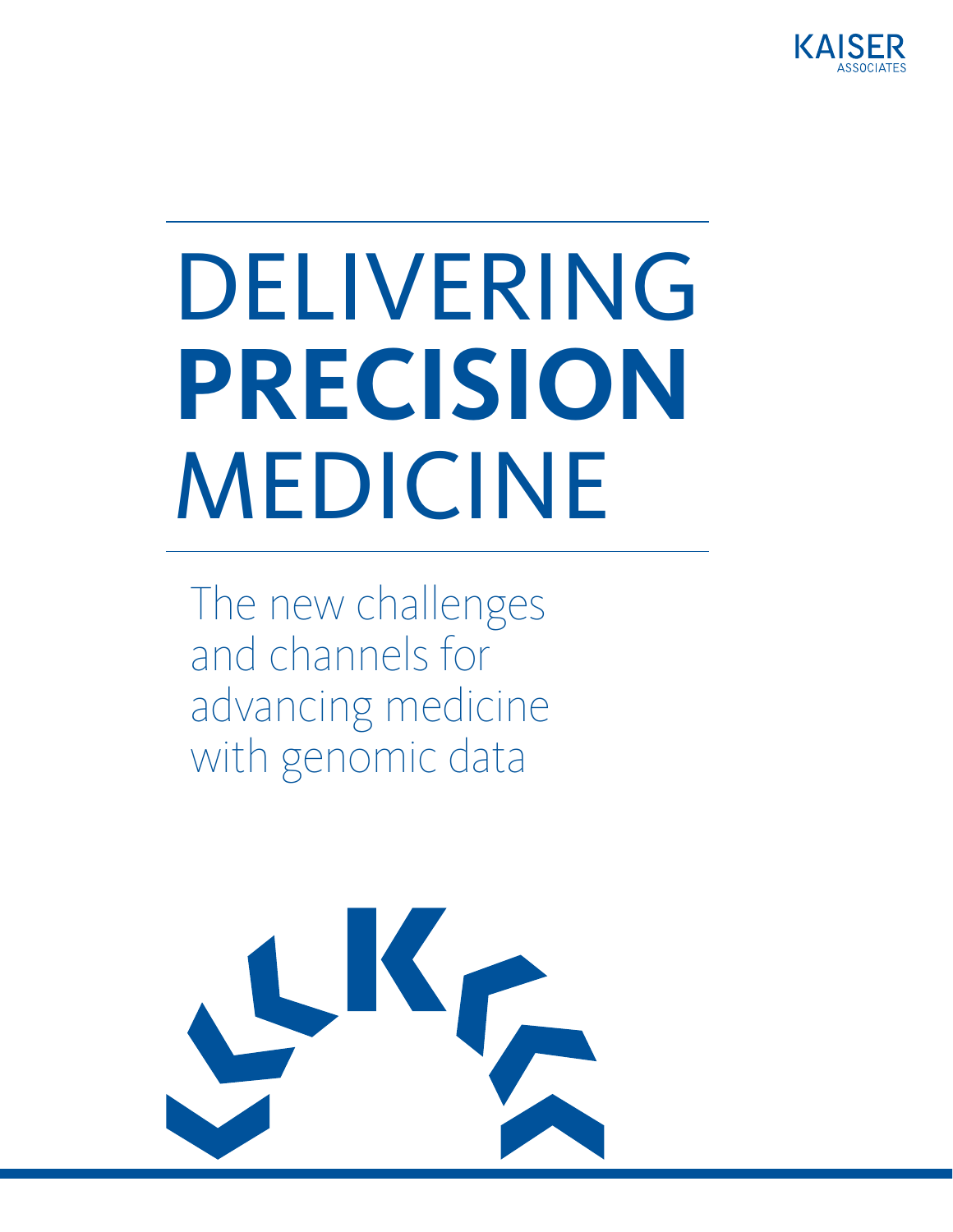KAISER ASSOCIATES

# DELIVERING **PRECISION** MEDICINE

The new challenges and channels for advancing medicine with genomic data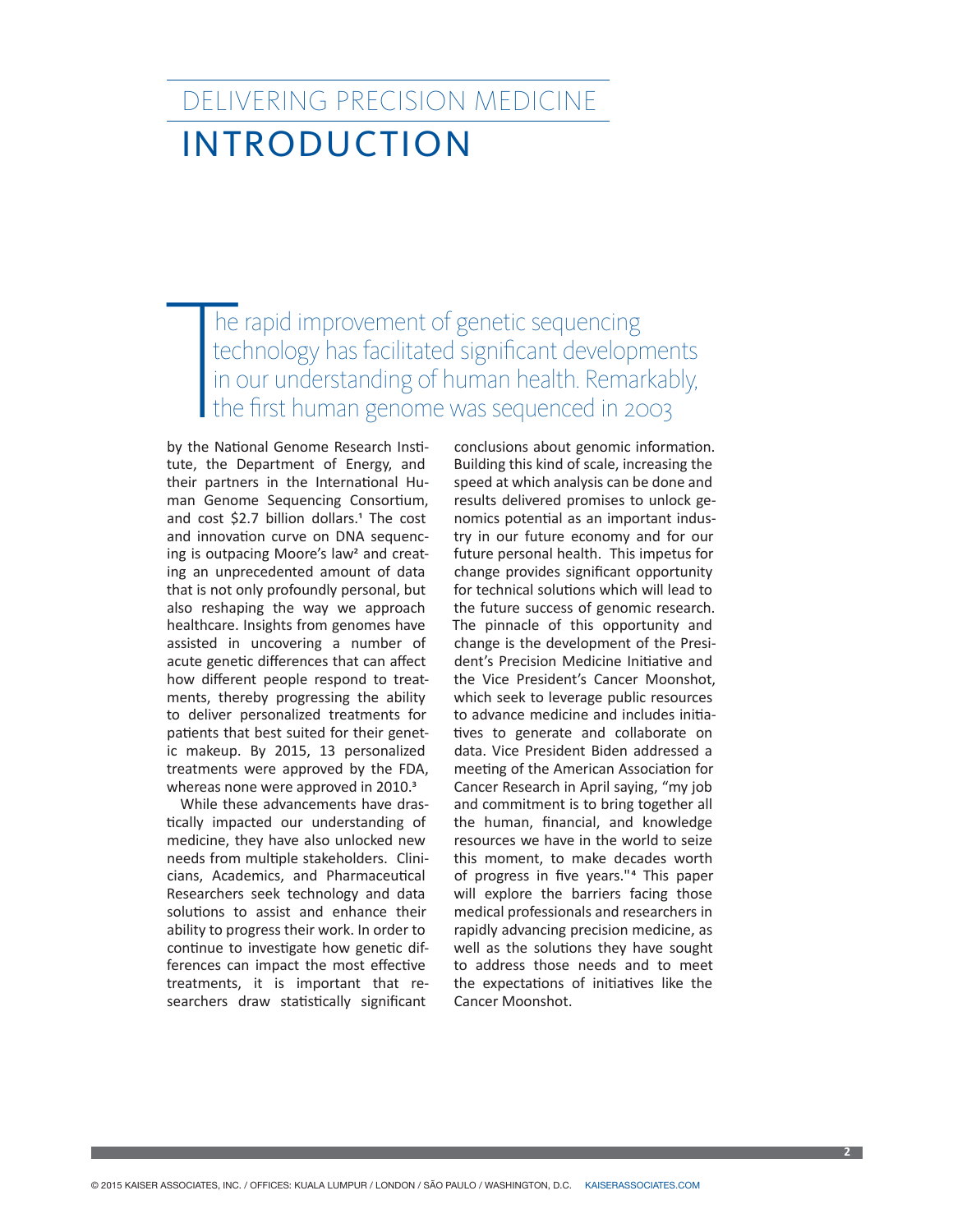# DELIVERING PRECISION MEDICINE

# INTRODUCTION

The rapid improvement of genetic sequencing technology has facilitated significant developments in our understanding of human health. Remarkably, the first human genome was sequenced in 2003 by the National Genome Research Institute, the Department of Energy, and their partners in the International Human Genome Sequencing Consortium, and cost $2.7 billion dollars.[1] The cost and innovation curve on DNA sequencing is outpacing Moore's law[2] and creating an unprecedented amount of data that is not only profoundly personal, but also reshaping the way we approach healthcare. Insights from genomes have assisted in uncovering a number of acute genetic differences that can affect how different people respond to treatments, thereby progressing the ability to deliver personalized treatments for patients that best suited for their genetic makeup. By 2015, 13 personalized treatments were approved by the FDA, whereas none were approved in 2010.[3]

While these advancements have drastically impacted our understanding of medicine, they have also unlocked new needs from multiple stakeholders. Clinicians, Academics, and Pharmaceutical Researchers seek technology and data solutions to assist and enhance their ability to progress their work. In order to continue to investigate how genetic differences can impact the most effective treatments, it is important that researchers draw statistically significant conclusions about genomic information. Building this kind of scale, increasing the speed at which analysis can be done and results delivered promises to unlock genomics potential as an important industry in our future economy and for our future personal health. This impetus for change provides significant opportunity for technical solutions which will lead to the future success of genomic research. The pinnacle of this opportunity and change is the development of the President's Precision Medicine Initiative and the Vice President's Cancer Moonshot, which seek to leverage public resources to advance medicine and includes initiatives to generate and collaborate on data. Vice President Biden addressed a meeting of the American Association for Cancer Research in April saying, "my job and commitment is to bring together all the human, financial, and knowledge resources we have in the world to seize this moment, to make decades worth of progress in five years."[4] This paper will explore the barriers facing those medical professionals and researchers in rapidly advancing precision medicine, as well as the solutions they have sought to address those needs and to meet the expectations of initiatives like the Cancer Moonshot.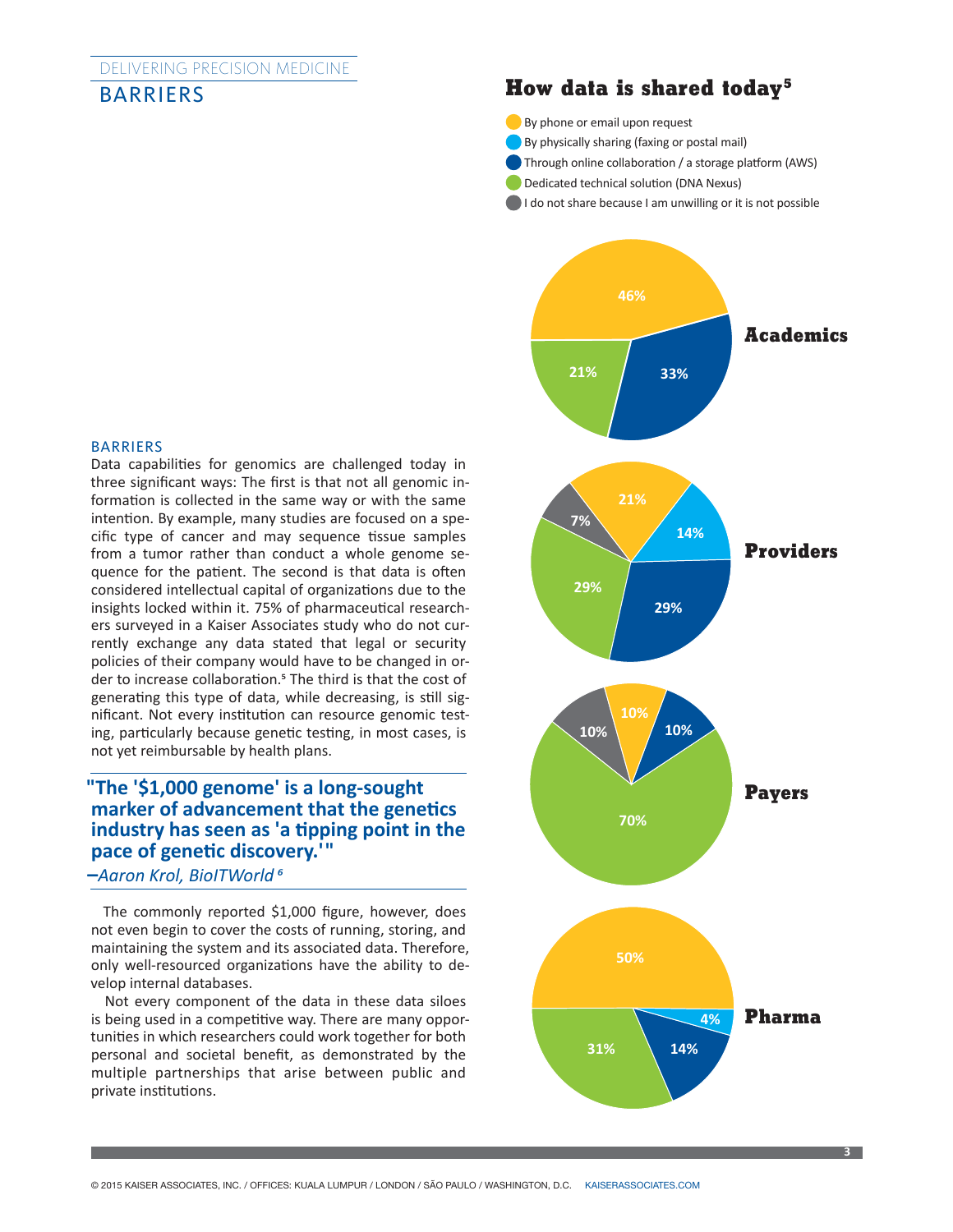DELIVERING PRECISION MEDICINE

# BARRIERS

## How data is shared today[5]

- By phone or email upon request
- By physically sharing (faxing or postal mail)
- Through online collaboration / a storage platform (AWS)
- Dedicated technical solution (DNA Nexus)
- I do not share because I am unwilling or it is not possible

| | By phone or email upon request | By physically sharing (faxing or postal mail) | Through online collaboration / a storage platform (AWS) | Dedicated technical solution (DNA Nexus) | I do not share because I am unwilling or it is not possible |
|---|---|---|---|---|---|
| Academics | 46% | | 33% | 21% | |
| Providers | 21% | 14% | 29% | 29% | 7% |
| Payers | 10% | | 10% | 70% | 10% |
| Pharma | 50% | 4% | 14% | 31% | |

### BARRIERS

Data capabilities for genomics are challenged today in three significant ways: The first is that not all genomic information is collected in the same way or with the same intention. By example, many studies are focused on a specific type of cancer and may sequence tissue samples from a tumor rather than conduct a whole genome sequence for the patient. The second is that data is often considered intellectual capital of organizations due to the insights locked within it. 75% of pharmaceutical researchers surveyed in a Kaiser Associates study who do not currently exchange any data stated that legal or security policies of their company would have to be changed in order to increase collaboration.[5] The third is that the cost of generating this type of data, while decreasing, is still significant. Not every institution can resource genomic testing, particularly because genetic testing, in most cases, is not yet reimbursable by health plans.

> **"The '$1,000 genome' is a long-sought marker of advancement that the genetics industry has seen as 'a tipping point in the pace of genetic discovery.'"**
>
> *–Aaron Krol, BioITWorld*[6]

The commonly reported $1,000 figure, however, does not even begin to cover the costs of running, storing, and maintaining the system and its associated data. Therefore, only well-resourced organizations have the ability to develop internal databases.

Not every component of the data in these data siloes is being used in a competitive way. There are many opportunities in which researchers could work together for both personal and societal benefit, as demonstrated by the multiple partnerships that arise between public and private institutions.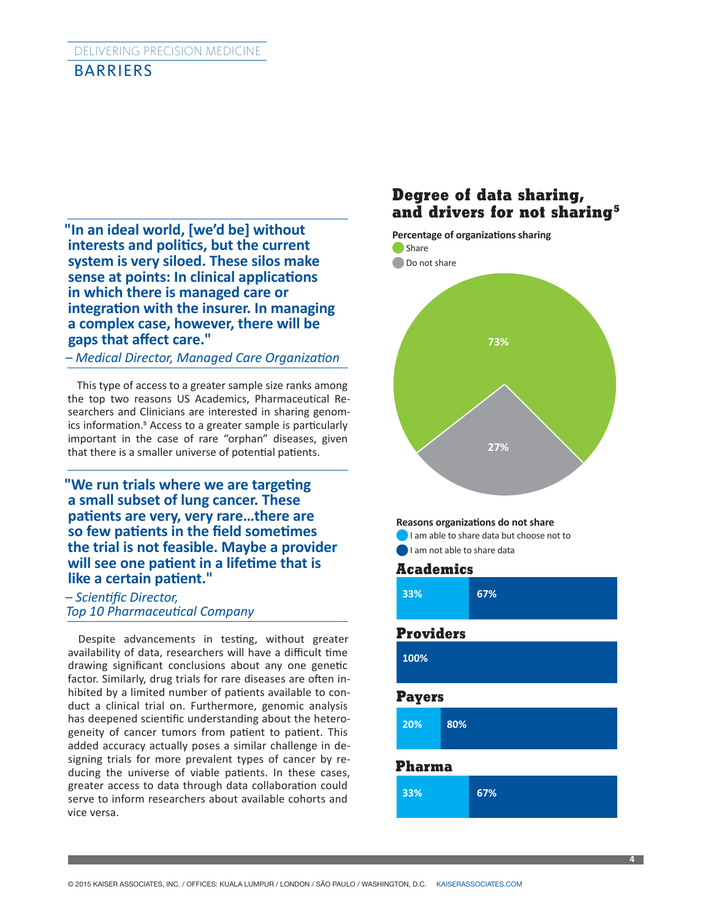## BARRIERS

> **"In an ideal world, [we'd be] without interests and politics, but the current system is very siloed. These silos make sense at points: In clinical applications in which there is managed care or integration with the insurer. In managing a complex case, however, there will be gaps that affect care."**
>
> *– Medical Director, Managed Care Organization*

This type of access to a greater sample size ranks among the top two reasons US Academics, Pharmaceutical Researchers and Clinicians are interested in sharing genomics information.[5] Access to a greater sample is particularly important in the case of rare "orphan" diseases, given that there is a smaller universe of potential patients.

> **"We run trials where we are targeting a small subset of lung cancer. These patients are very, very rare…there are so few patients in the field sometimes the trial is not feasible. Maybe a provider will see one patient in a lifetime that is like a certain patient."**
>
> *– Scientific Director, Top 10 Pharmaceutical Company*

Despite advancements in testing, without greater availability of data, researchers will have a difficult time drawing significant conclusions about any one genetic factor. Similarly, drug trials for rare diseases are often inhibited by a limited number of patients available to conduct a clinical trial on. Furthermore, genomic analysis has deepened scientific understanding about the heterogeneity of cancer tumors from patient to patient. This added accuracy actually poses a similar challenge in designing trials for more prevalent types of cancer by reducing the universe of viable patients. In these cases, greater access to data through data collaboration could serve to inform researchers about available cohorts and vice versa.

### Degree of data sharing, and drivers for not sharing[5]

**Percentage of organizations sharing**

| Share | Do not share |
|---|---|
| 73% | 27% |

**Reasons organizations do not share**

| Organization | I am able to share data but choose not to | I am not able to share data |
|---|---|---|
| Academics | 33% | 67% |
| Providers | | 100% |
| Payers | 20% | 80% |
| Pharma | 33% | 67% |

© 2015 KAISER ASSOCIATES, INC. / OFFICES: KUALA LUMPUR / LONDON / SÃO PAULO / WASHINGTON, D.C. KAISERASSOCIATES.COM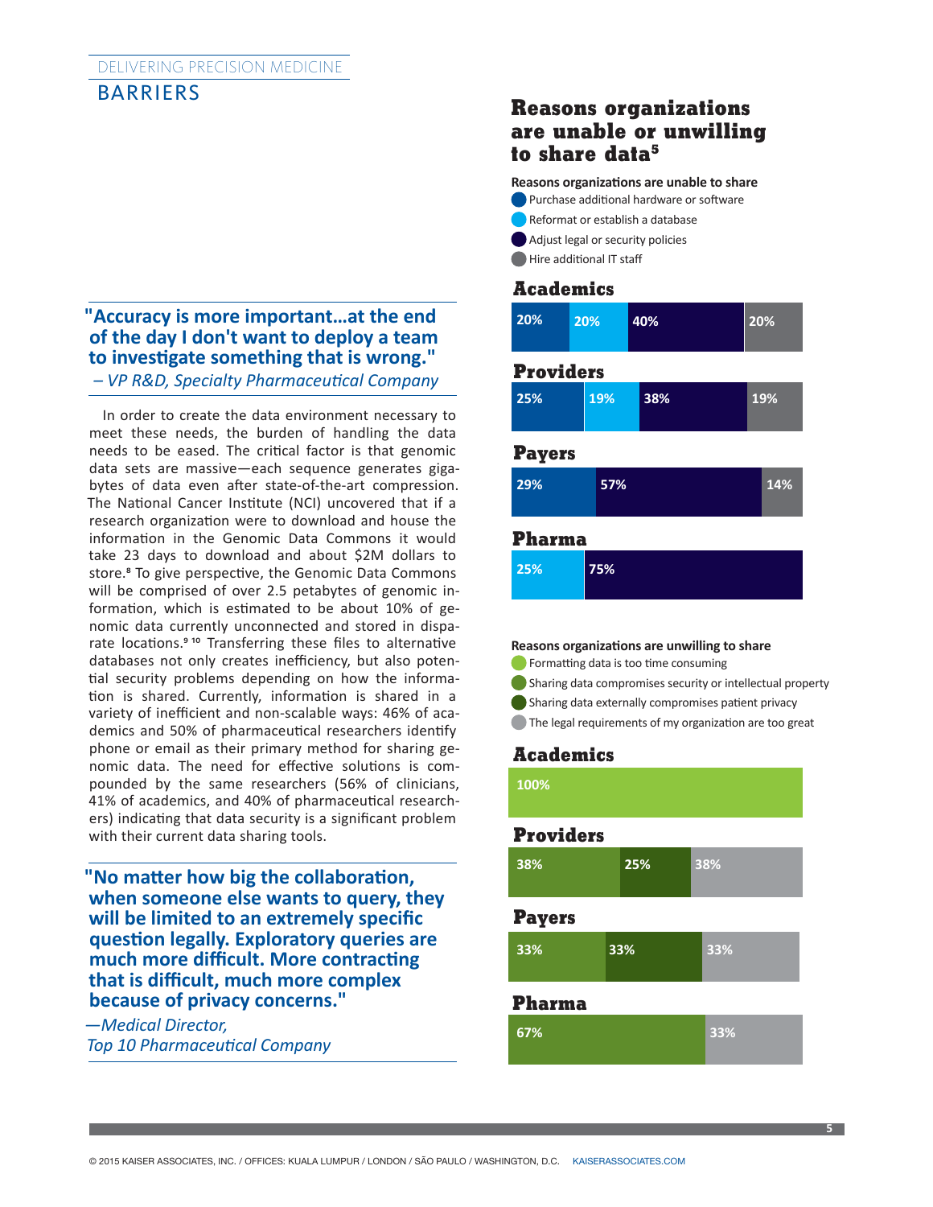DELIVERING PRECISION MEDICINE

# BARRIERS

> **"Accuracy is more important…at the end of the day I don't want to deploy a team to investigate something that is wrong."**
> *– VP R&D, Specialty Pharmaceutical Company*

In order to create the data environment necessary to meet these needs, the burden of handling the data needs to be eased. The critical factor is that genomic data sets are massive—each sequence generates gigabytes of data even after state-of-the-art compression. The National Cancer Institute (NCI) uncovered that if a research organization were to download and house the information in the Genomic Data Commons it would take 23 days to download and about $2M dollars to store.[8] To give perspective, the Genomic Data Commons will be comprised of over 2.5 petabytes of genomic information, which is estimated to be about 10% of genomic data currently unconnected and stored in disparate locations.[9 10] Transferring these files to alternative databases not only creates inefficiency, but also potential security problems depending on how the information is shared. Currently, information is shared in a variety of inefficient and non-scalable ways: 46% of academics and 50% of pharmaceutical researchers identify phone or email as their primary method for sharing genomic data. The need for effective solutions is compounded by the same researchers (56% of clinicians, 41% of academics, and 40% of pharmaceutical researchers) indicating that data security is a significant problem with their current data sharing tools.

> **"No matter how big the collaboration, when someone else wants to query, they will be limited to an extremely specific question legally. Exploratory queries are much more difficult. More contracting that is difficult, much more complex because of privacy concerns."**
> *—Medical Director, Top 10 Pharmaceutical Company*

## Reasons organizations are unable or unwilling to share data[5]

**Reasons organizations are unable to share**

| | Purchase additional hardware or software | Reformat or establish a database | Adjust legal or security policies | Hire additional IT staff |
|---|---|---|---|---|
| Academics | 20% | 20% | 40% | 20% |
| Providers | 25% | 19% | 38% | 19% |
| Payers | 29% | | 57% | 14% |
| Pharma | | 25% | 75% | |

**Reasons organizations are unwilling to share**

| | Formatting data is too time consuming | Sharing data compromises security or intellectual property | Sharing data externally compromises patient privacy | The legal requirements of my organization are too great |
|---|---|---|---|---|
| Academics | 100% | | | |
| Providers | | 38% | 25% | 38% |
| Payers | | 33% | 33% | 33% |
| Pharma | | 67% | | 33% |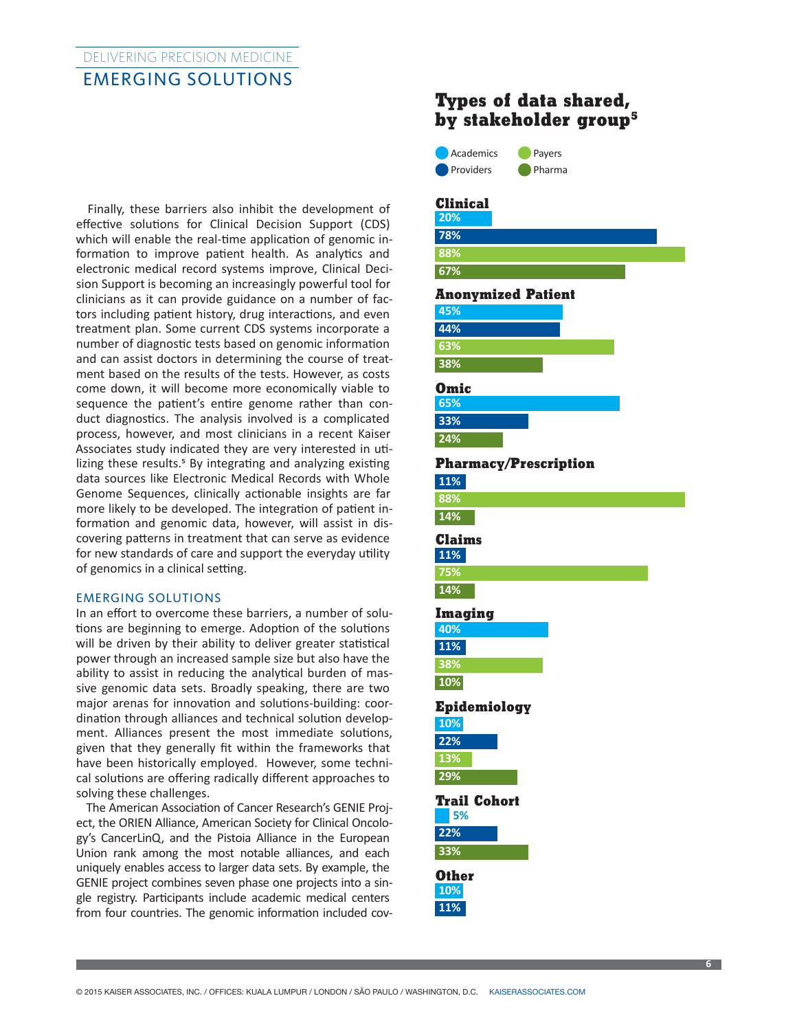Finally, these barriers also inhibit the development of effective solutions for Clinical Decision Support (CDS) which will enable the real-time application of genomic information to improve patient health. As analytics and electronic medical record systems improve, Clinical Decision Support is becoming an increasingly powerful tool for clinicians as it can provide guidance on a number of factors including patient history, drug interactions, and even treatment plan. Some current CDS systems incorporate a number of diagnostic tests based on genomic information and can assist doctors in determining the course of treatment based on the results of the tests. However, as costs come down, it will become more economically viable to sequence the patient's entire genome rather than conduct diagnostics. The analysis involved is a complicated process, however, and most clinicians in a recent Kaiser Associates study indicated they are very interested in utilizing these results.[5] By integrating and analyzing existing data sources like Electronic Medical Records with Whole Genome Sequences, clinically actionable insights are far more likely to be developed. The integration of patient information and genomic data, however, will assist in discovering patterns in treatment that can serve as evidence for new standards of care and support the everyday utility of genomics in a clinical setting.

## EMERGING SOLUTIONS

In an effort to overcome these barriers, a number of solutions are beginning to emerge. Adoption of the solutions will be driven by their ability to deliver greater statistical power through an increased sample size but also have the ability to assist in reducing the analytical burden of massive genomic data sets. Broadly speaking, there are two major arenas for innovation and solutions-building: coordination through alliances and technical solution development. Alliances present the most immediate solutions, given that they generally fit within the frameworks that have been historically employed. However, some technical solutions are offering radically different approaches to solving these challenges.

The American Association of Cancer Research's GENIE Project, the ORIEN Alliance, American Society for Clinical Oncology's CancerLinQ, and the Pistoia Alliance in the European Union rank among the most notable alliances, and each uniquely enables access to larger data sets. By example, the GENIE project combines seven phase one projects into a single registry. Participants include academic medical centers from four countries. The genomic information included cov-

### Types of data shared, by stakeholder group[5]

| Data type | Academics | Providers | Payers | Pharma |
| --- | --- | --- | --- | --- |
| Clinical | 20% | 78% | 88% | 67% |
| Anonymized Patient | 45% | 44% | 63% | 38% |
| Omic | 65% | 33% | | 24% |
| Pharmacy/Prescription | | 11% | 88% | 14% |
| Claims | | 11% | 75% | 14% |
| Imaging | 40% | 11% | 38% | 10% |
| Epidemiology | 10% | 22% | 13% | 29% |
| Trail Cohort | 5% | 22% | | 33% |
| Other | 10% | 11% | | |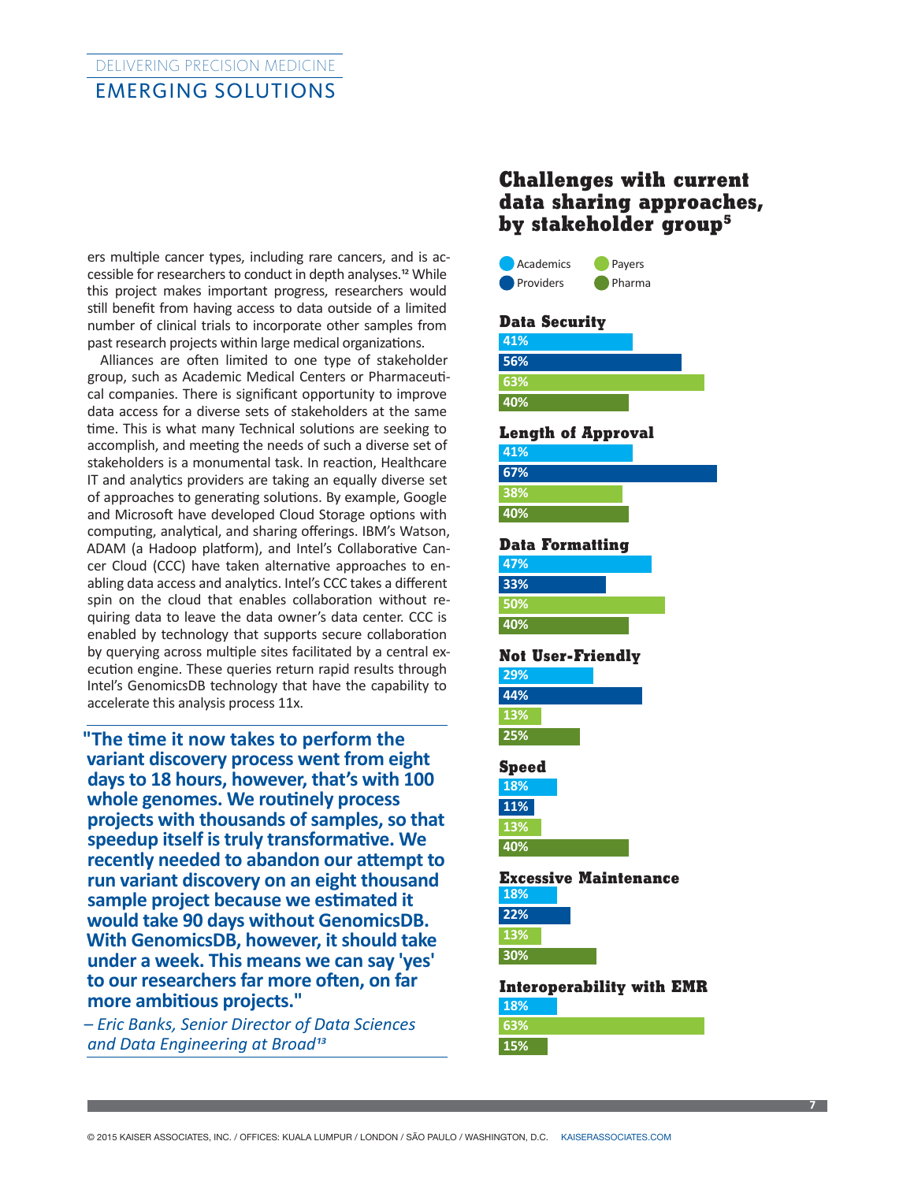ers multiple cancer types, including rare cancers, and is accessible for researchers to conduct in depth analyses.[12] While this project makes important progress, researchers would still benefit from having access to data outside of a limited number of clinical trials to incorporate other samples from past research projects within large medical organizations.

Alliances are often limited to one type of stakeholder group, such as Academic Medical Centers or Pharmaceutical companies. There is significant opportunity to improve data access for a diverse sets of stakeholders at the same time. This is what many Technical solutions are seeking to accomplish, and meeting the needs of such a diverse set of stakeholders is a monumental task. In reaction, Healthcare IT and analytics providers are taking an equally diverse set of approaches to generating solutions. By example, Google and Microsoft have developed Cloud Storage options with computing, analytical, and sharing offerings. IBM's Watson, ADAM (a Hadoop platform), and Intel's Collaborative Cancer Cloud (CCC) have taken alternative approaches to enabling data access and analytics. Intel's CCC takes a different spin on the cloud that enables collaboration without requiring data to leave the data owner's data center. CCC is enabled by technology that supports secure collaboration by querying across multiple sites facilitated by a central execution engine. These queries return rapid results through Intel's GenomicsDB technology that have the capability to accelerate this analysis process 11x.

> **"The time it now takes to perform the variant discovery process went from eight days to 18 hours, however, that's with 100 whole genomes. We routinely process projects with thousands of samples, so that speedup itself is truly transformative. We recently needed to abandon our attempt to run variant discovery on an eight thousand sample project because we estimated it would take 90 days without GenomicsDB. With GenomicsDB, however, it should take under a week. This means we can say 'yes' to our researchers far more often, on far more ambitious projects."**
>
> *– Eric Banks, Senior Director of Data Sciences and Data Engineering at Broad[13]*

## Challenges with current data sharing approaches, by stakeholder group[5]

| Challenge | Academics | Providers | Payers | Pharma |
|---|---|---|---|---|
| Data Security | 41% | 56% | 63% | 40% |
| Length of Approval | 41% | 67% | 38% | 40% |
| Data Formatting | 47% | 33% | 50% | 40% |
| Not User-Friendly | 29% | 44% | 13% | 25% |
| Speed | 18% | 11% | 13% | 40% |
| Excessive Maintenance | 18% | 22% | 13% | 30% |
| Interoperability with EMR | 18% | | 63% | 15% |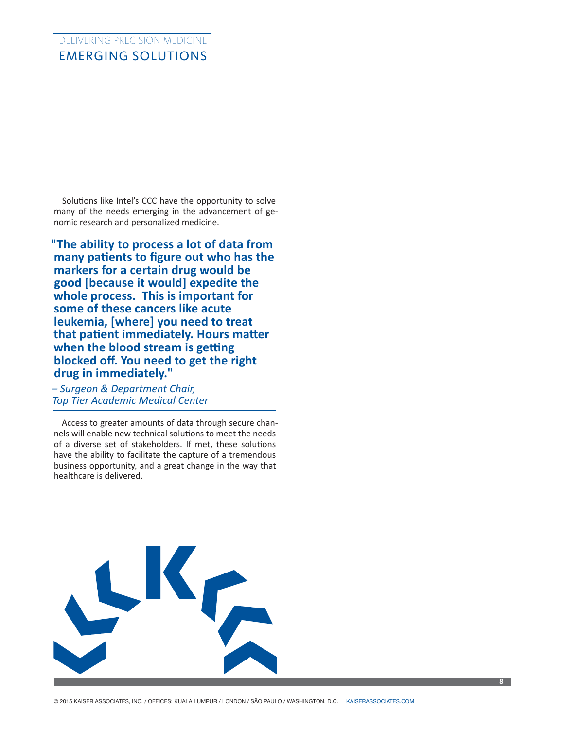Solutions like Intel's CCC have the opportunity to solve many of the needs emerging in the advancement of genomic research and personalized medicine.

> **"The ability to process a lot of data from many patients to figure out who has the markers for a certain drug would be good [because it would] expedite the whole process. This is important for some of these cancers like acute leukemia, [where] you need to treat that patient immediately. Hours matter when the blood stream is getting blocked off. You need to get the right drug in immediately."**
>
> *– Surgeon & Department Chair, Top Tier Academic Medical Center*

Access to greater amounts of data through secure channels will enable new technical solutions to meet the needs of a diverse set of stakeholders. If met, these solutions have the ability to facilitate the capture of a tremendous business opportunity, and a great change in the way that healthcare is delivered.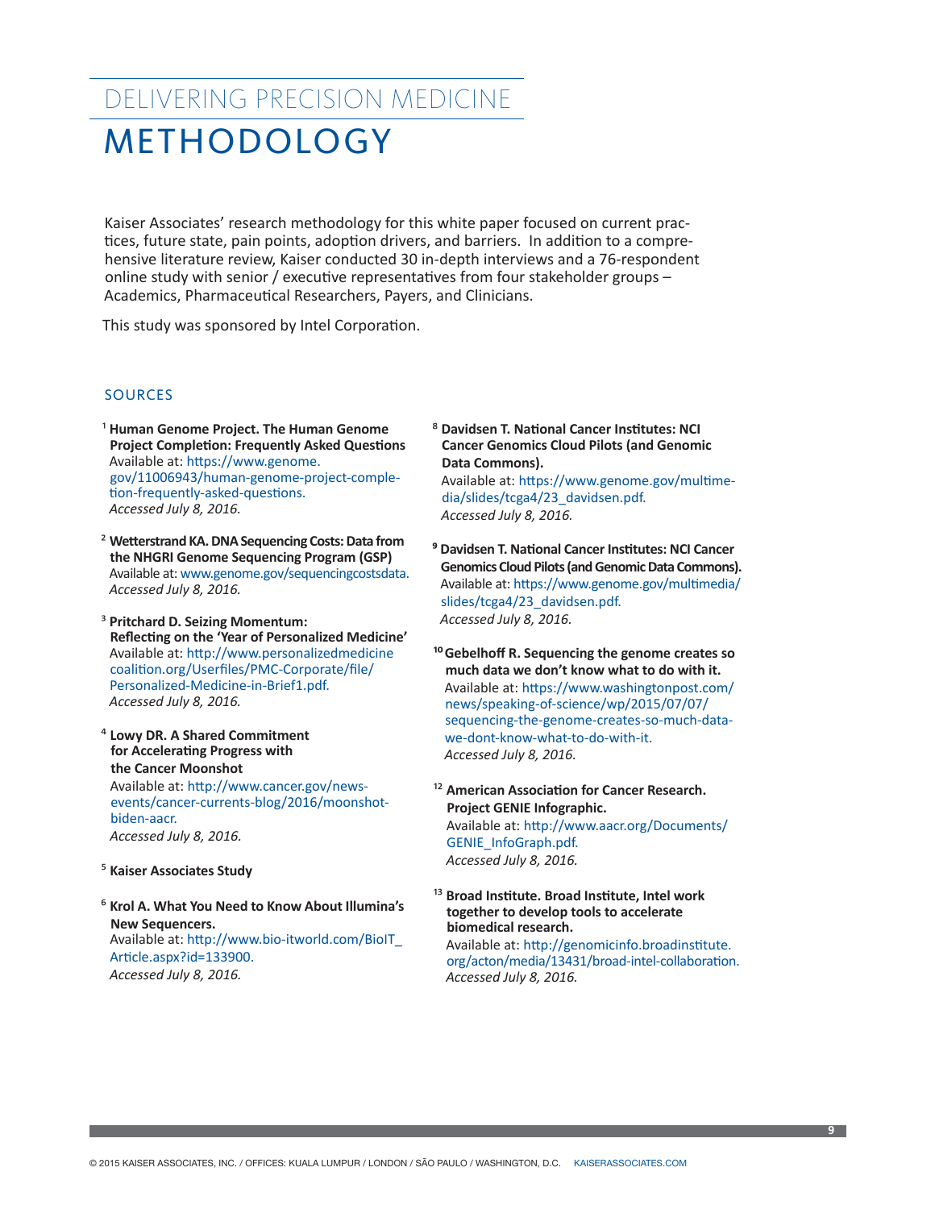# DELIVERING PRECISION MEDICINE

# METHODOLOGY

Kaiser Associates' research methodology for this white paper focused on current practices, future state, pain points, adoption drivers, and barriers. In addition to a comprehensive literature review, Kaiser conducted 30 in-depth interviews and a 76-respondent online study with senior / executive representatives from four stakeholder groups – Academics, Pharmaceutical Researchers, Payers, and Clinicians.

This study was sponsored by Intel Corporation.

## SOURCES

[1] **Human Genome Project. The Human Genome Project Completion: Frequently Asked Questions**
Available at: https://www.genome.gov/11006943/human-genome-project-completion-frequently-asked-questions.
*Accessed July 8, 2016.*

[2] **Wetterstrand KA. DNA Sequencing Costs: Data from the NHGRI Genome Sequencing Program (GSP)**
Available at: www.genome.gov/sequencingcostsdata.
*Accessed July 8, 2016.*

[3] **Pritchard D. Seizing Momentum: Reflecting on the 'Year of Personalized Medicine'**
Available at: http://www.personalizedmedicinecoalition.org/Userfiles/PMC-Corporate/file/Personalized-Medicine-in-Brief1.pdf.
*Accessed July 8, 2016.*

[4] **Lowy DR. A Shared Commitment for Accelerating Progress with the Cancer Moonshot**
Available at: http://www.cancer.gov/news-events/cancer-currents-blog/2016/moonshot-biden-aacr.
*Accessed July 8, 2016.*

[5] **Kaiser Associates Study**

[6] **Krol A. What You Need to Know About Illumina's New Sequencers.**
Available at: http://www.bio-itworld.com/BioIT_Article.aspx?id=133900.
*Accessed July 8, 2016.*

[8] **Davidsen T. National Cancer Institutes: NCI Cancer Genomics Cloud Pilots (and Genomic Data Commons).**
Available at: https://www.genome.gov/multimedia/slides/tcga4/23_davidsen.pdf.
*Accessed July 8, 2016.*

[9] **Davidsen T. National Cancer Institutes: NCI Cancer Genomics Cloud Pilots (and Genomic Data Commons).**
Available at: https://www.genome.gov/multimedia/slides/tcga4/23_davidsen.pdf.
*Accessed July 8, 2016.*

[10] **Gebelhoff R. Sequencing the genome creates so much data we don't know what to do with it.**
Available at: https://www.washingtonpost.com/news/speaking-of-science/wp/2015/07/07/sequencing-the-genome-creates-so-much-data-we-dont-know-what-to-do-with-it.
*Accessed July 8, 2016.*

[12] **American Association for Cancer Research. Project GENIE Infographic.**
Available at: http://www.aacr.org/Documents/GENIE_InfoGraph.pdf.
*Accessed July 8, 2016.*

[13] **Broad Institute. Broad Institute, Intel work together to develop tools to accelerate biomedical research.**
Available at: http://genomicinfo.broadinstitute.org/acton/media/13431/broad-intel-collaboration.
*Accessed July 8, 2016.*

© 2015 KAISER ASSOCIATES, INC. / OFFICES: KUALA LUMPUR / LONDON / SÃO PAULO / WASHINGTON, D.C. KAISERASSOCIATES.COM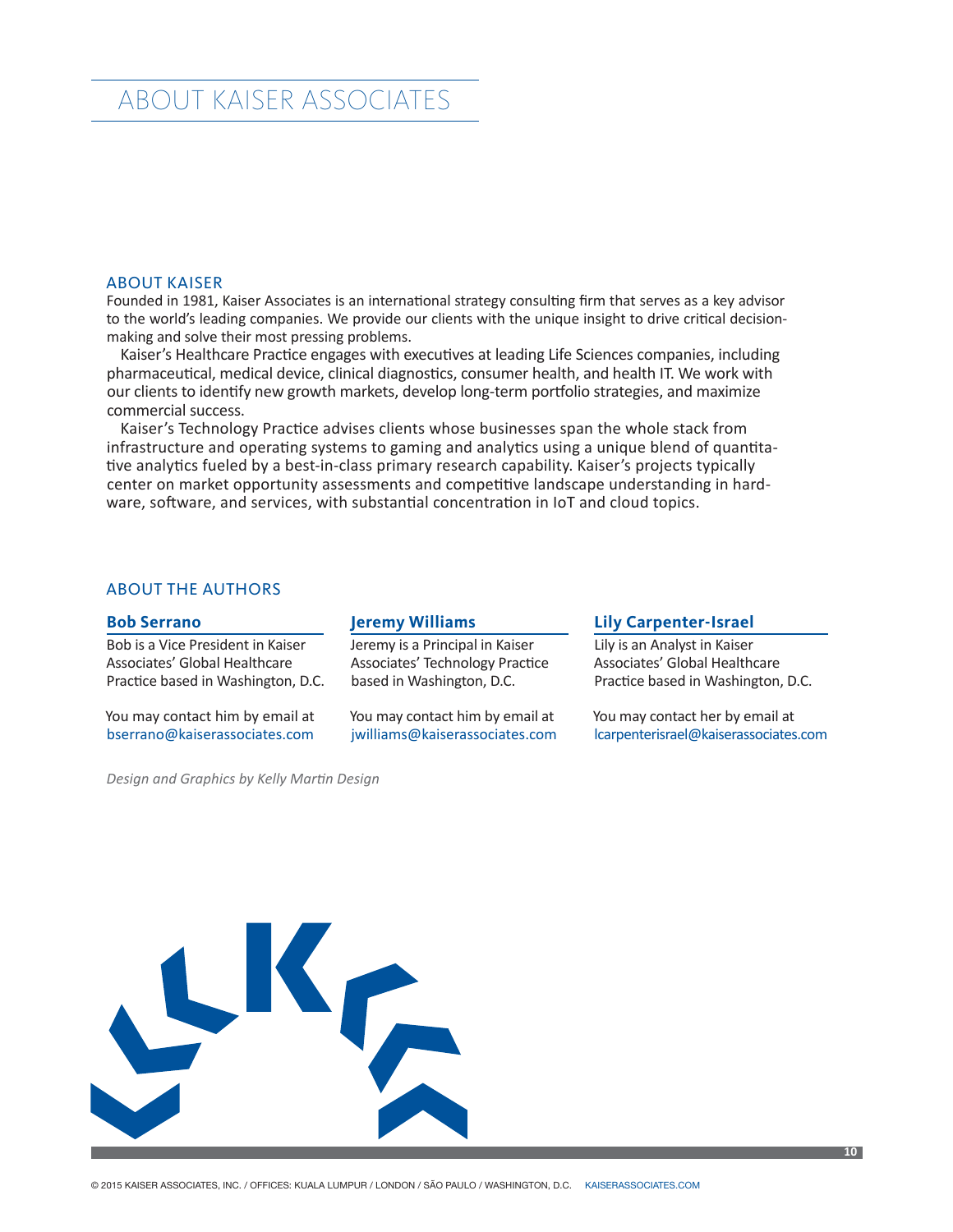# ABOUT KAISER ASSOCIATES

## ABOUT KAISER

Founded in 1981, Kaiser Associates is an international strategy consulting firm that serves as a key advisor to the world's leading companies. We provide our clients with the unique insight to drive critical decision-making and solve their most pressing problems.

Kaiser's Healthcare Practice engages with executives at leading Life Sciences companies, including pharmaceutical, medical device, clinical diagnostics, consumer health, and health IT. We work with our clients to identify new growth markets, develop long-term portfolio strategies, and maximize commercial success.

Kaiser's Technology Practice advises clients whose businesses span the whole stack from infrastructure and operating systems to gaming and analytics using a unique blend of quantitative analytics fueled by a best-in-class primary research capability. Kaiser's projects typically center on market opportunity assessments and competitive landscape understanding in hardware, software, and services, with substantial concentration in IoT and cloud topics.

## ABOUT THE AUTHORS

### Bob Serrano

Bob is a Vice President in Kaiser Associates' Global Healthcare Practice based in Washington, D.C.

You may contact him by email at bserrano@kaiserassociates.com

### Jeremy Williams

Jeremy is a Principal in Kaiser Associates' Technology Practice based in Washington, D.C.

You may contact him by email at jwilliams@kaiserassociates.com

### Lily Carpenter-Israel

Lily is an Analyst in Kaiser Associates' Global Healthcare Practice based in Washington, D.C.

You may contact her by email at lcarpenterisrael@kaiserassociates.com

*Design and Graphics by Kelly Martin Design*

© 2015 KAISER ASSOCIATES, INC. / OFFICES: KUALA LUMPUR / LONDON / SÃO PAULO / WASHINGTON, D.C. KAISERASSOCIATES.COM